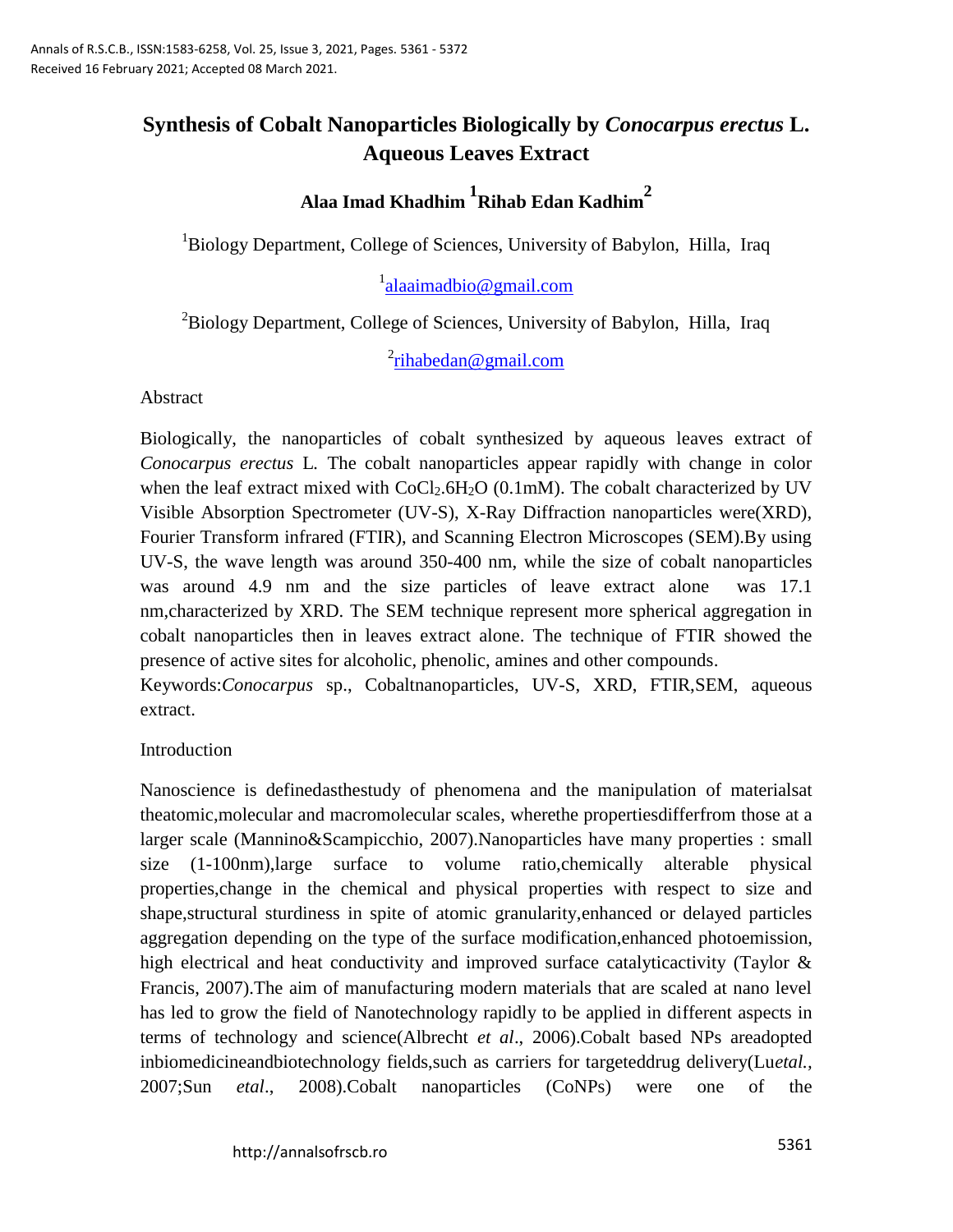# Synthesis of Cobalt Nanoparticles Biologically by *Conocarpus erectus* L. Aqueous Leaves Extract

**Alaa Imad Khadhim [1] Rihab Edan Kadhim [2]**

[1]Biology Department, College of Sciences, University of Babylon, Hilla, Iraq

[1]alaaimadbio@gmail.com

[2]Biology Department, College of Sciences, University of Babylon, Hilla, Iraq

[2]rihabedan@gmail.com

## Abstract

Biologically, the nanoparticles of cobalt synthesized by aqueous leaves extract of *Conocarpus erectus* L. The cobalt nanoparticles appear rapidly with change in color when the leaf extract mixed with $CoCl_2.6H_2O$ (0.1mM). The cobalt characterized by UV Visible Absorption Spectrometer (UV-S), X-Ray Diffraction nanoparticles were(XRD), Fourier Transform infrared (FTIR), and Scanning Electron Microscopes (SEM).By using UV-S, the wave length was around 350-400 nm, while the size of cobalt nanoparticles was around 4.9 nm and the size particles of leave extract alone was 17.1 nm,characterized by XRD. The SEM technique represent more spherical aggregation in cobalt nanoparticles then in leaves extract alone. The technique of FTIR showed the presence of active sites for alcoholic, phenolic, amines and other compounds.

Keywords:*Conocarpus* sp., Cobaltnanoparticles, UV-S, XRD, FTIR,SEM, aqueous extract.

## Introduction

Nanoscience is definedasthestudy of phenomena and the manipulation of materialsat theatomic,molecular and macromolecular scales, wherethe propertiesdifferfrom those at a larger scale (Mannino&Scampicchio, 2007).Nanoparticles have many properties : small size (1-100nm),large surface to volume ratio,chemically alterable physical properties,change in the chemical and physical properties with respect to size and shape,structural sturdiness in spite of atomic granularity,enhanced or delayed particles aggregation depending on the type of the surface modification,enhanced photoemission, high electrical and heat conductivity and improved surface catalyticactivity (Taylor & Francis, 2007).The aim of manufacturing modern materials that are scaled at nano level has led to grow the field of Nanotechnology rapidly to be applied in different aspects in terms of technology and science(Albrecht *et al*., 2006).Cobalt based NPs areadopted inbiomedicineandbiotechnology fields,such as carriers for targeteddrug delivery(Lu*etal.*, 2007;Sun *etal*., 2008).Cobalt nanoparticles (CoNPs) were one of the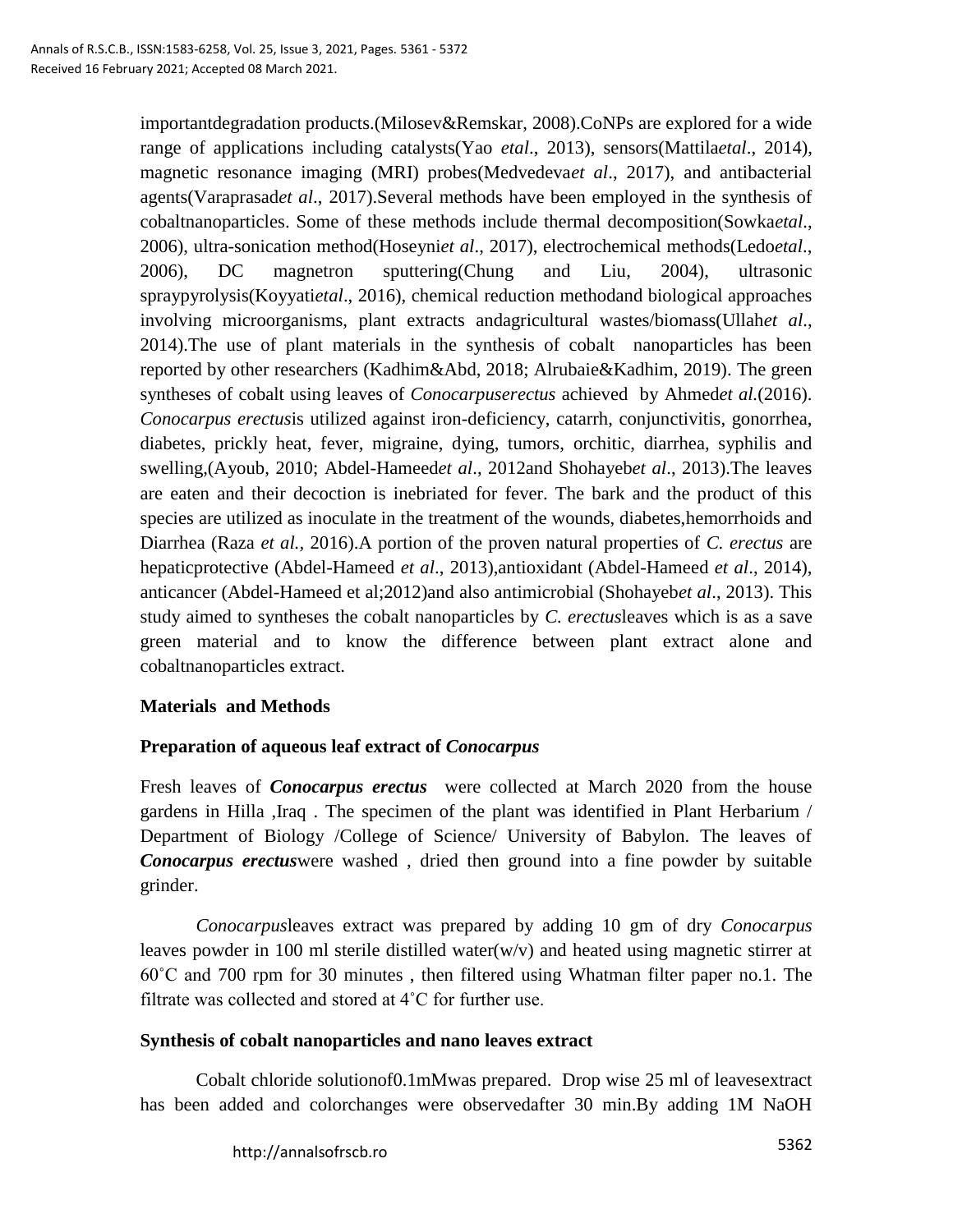importantdegradation products.(Milosev&Remskar, 2008).CoNPs are explored for a wide range of applications including catalysts(Yao *etal*., 2013), sensors(Mattila*etal*., 2014), magnetic resonance imaging (MRI) probes(Medvedeva*et al*., 2017), and antibacterial agents(Varaprasad*et al*., 2017).Several methods have been employed in the synthesis of cobaltnanoparticles. Some of these methods include thermal decomposition(Sowka*etal*., 2006), ultra-sonication method(Hoseyni*et al*., 2017), electrochemical methods(Ledo*etal*., 2006), DC magnetron sputtering(Chung and Liu, 2004), ultrasonic spraypyrolysis(Koyyati*etal*., 2016), chemical reduction methodand biological approaches involving microorganisms, plant extracts andagricultural wastes/biomass(Ullah*et al*., 2014).The use of plant materials in the synthesis of cobalt nanoparticles has been reported by other researchers (Kadhim&Abd, 2018; Alrubaie&Kadhim, 2019). The green syntheses of cobalt using leaves of *Conocarpuserectus* achieved by Ahmed*et al.*(2016). *Conocarpus erectus*is utilized against iron-deficiency, catarrh, conjunctivitis, gonorrhea, diabetes, prickly heat, fever, migraine, dying, tumors, orchitic, diarrhea, syphilis and swelling,(Ayoub, 2010; Abdel-Hameed*et al*., 2012and Shohayeb*et al*., 2013).The leaves are eaten and their decoction is inebriated for fever. The bark and the product of this species are utilized as inoculate in the treatment of the wounds, diabetes,hemorrhoids and Diarrhea (Raza *et al.,* 2016).A portion of the proven natural properties of *C. erectus* are hepaticprotective (Abdel-Hameed *et al*., 2013),antioxidant (Abdel-Hameed *et al*., 2014), anticancer (Abdel-Hameed et al;2012)and also antimicrobial (Shohayeb*et al*., 2013). This study aimed to syntheses the cobalt nanoparticles by *C. erectus*leaves which is as a save green material and to know the difference between plant extract alone and cobaltnanoparticles extract.

## Materials and Methods

### Preparation of aqueous leaf extract of *Conocarpus*

Fresh leaves of ***Conocarpus erectus*** were collected at March 2020 from the house gardens in Hilla ,Iraq . The specimen of the plant was identified in Plant Herbarium / Department of Biology /College of Science/ University of Babylon. The leaves of ***Conocarpus erectus***were washed , dried then ground into a fine powder by suitable grinder.

*Conocarpus*leaves extract was prepared by adding 10 gm of dry *Conocarpus* leaves powder in 100 ml sterile distilled water(w/v) and heated using magnetic stirrer at 60˚C and 700 rpm for 30 minutes , then filtered using Whatman filter paper no.1. The filtrate was collected and stored at 4˚C for further use.

### Synthesis of cobalt nanoparticles and nano leaves extract

Cobalt chloride solutionof0.1mMwas prepared. Drop wise 25 ml of leavesextract has been added and colorchanges were observedafter 30 min.By adding 1M NaOH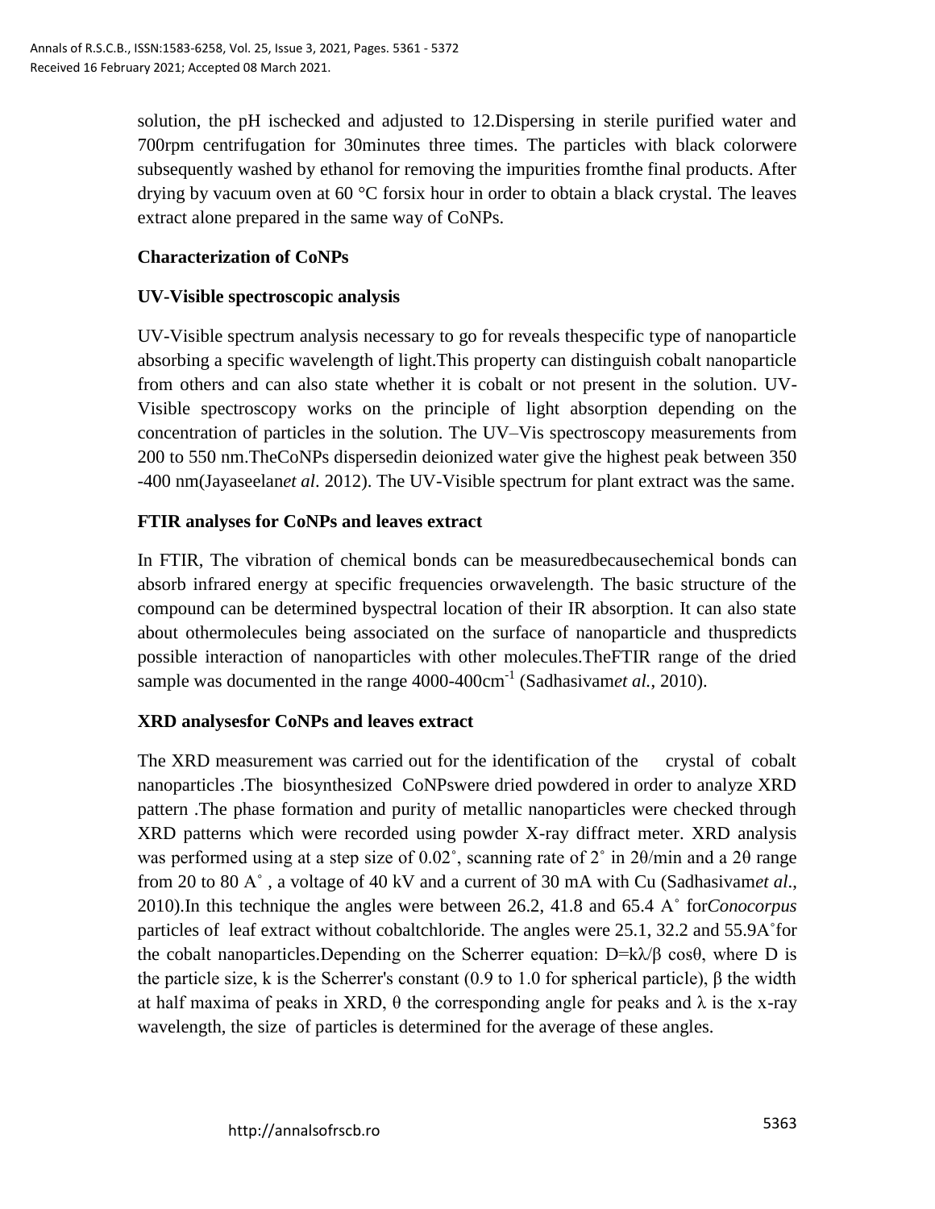solution, the pH ischecked and adjusted to 12.Dispersing in sterile purified water and 700rpm centrifugation for 30minutes three times. The particles with black colorwere subsequently washed by ethanol for removing the impurities fromthe final products. After drying by vacuum oven at 60 °C forsix hour in order to obtain a black crystal. The leaves extract alone prepared in the same way of CoNPs.

**Characterization of CoNPs**

**UV-Visible spectroscopic analysis**

UV-Visible spectrum analysis necessary to go for reveals thespecific type of nanoparticle absorbing a specific wavelength of light.This property can distinguish cobalt nanoparticle from others and can also state whether it is cobalt or not present in the solution. UV-Visible spectroscopy works on the principle of light absorption depending on the concentration of particles in the solution. The UV–Vis spectroscopy measurements from 200 to 550 nm.TheCoNPs dispersedin deionized water give the highest peak between 350 -400 nm(Jayaseelan*et al*. 2012). The UV-Visible spectrum for plant extract was the same.

**FTIR analyses for CoNPs and leaves extract**

In FTIR, The vibration of chemical bonds can be measuredbecausechemical bonds can absorb infrared energy at specific frequencies orwavelength. The basic structure of the compound can be determined byspectral location of their IR absorption. It can also state about othermolecules being associated on the surface of nanoparticle and thuspredicts possible interaction of nanoparticles with other molecules.TheFTIR range of the dried sample was documented in the range 4000-400cm$^{-1}$ (Sadhasivam*et al.*, 2010).

**XRD analysesfor CoNPs and leaves extract**

The XRD measurement was carried out for the identification of the crystal of cobalt nanoparticles .The biosynthesized CoNPswere dried powdered in order to analyze XRD pattern .The phase formation and purity of metallic nanoparticles were checked through XRD patterns which were recorded using powder X-ray diffract meter. XRD analysis was performed using at a step size of 0.02˚, scanning rate of 2˚ in 2θ/min and a 2θ range from 20 to 80 A˚ , a voltage of 40 kV and a current of 30 mA with Cu (Sadhasivam*et al*., 2010).In this technique the angles were between 26.2, 41.8 and 65.4 A˚ for*Conocorpus* particles of leaf extract without cobaltchloride. The angles were 25.1, 32.2 and 55.9A˚for the cobalt nanoparticles.Depending on the Scherrer equation: $D=k\lambda/\beta \cos\theta$, where D is the particle size, k is the Scherrer's constant (0.9 to 1.0 for spherical particle), β the width at half maxima of peaks in XRD, θ the corresponding angle for peaks and λ is the x-ray wavelength, the size of particles is determined for the average of these angles.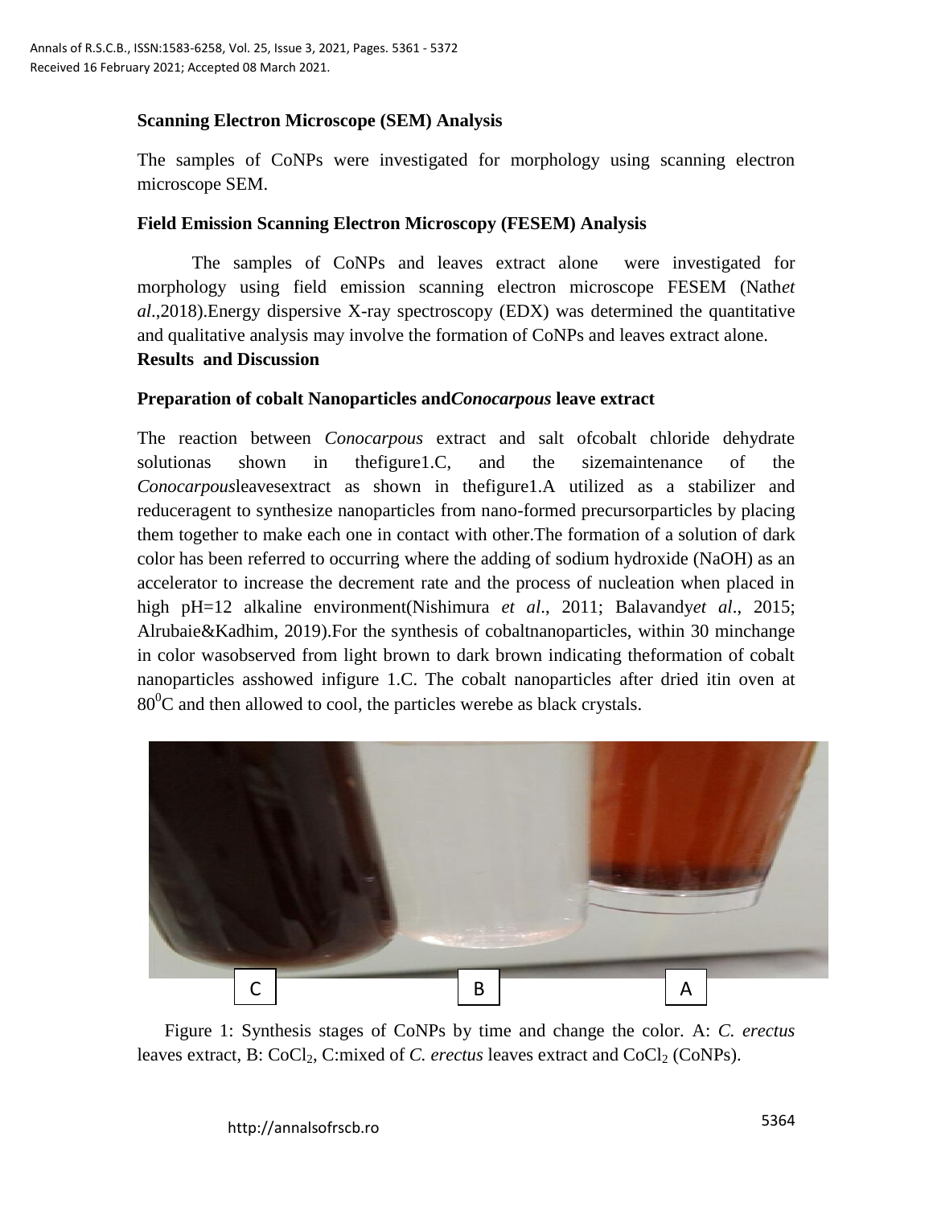**Scanning Electron Microscope (SEM) Analysis**

The samples of CoNPs were investigated for morphology using scanning electron microscope SEM.

**Field Emission Scanning Electron Microscopy (FESEM) Analysis**

The samples of CoNPs and leaves extract alone were investigated for morphology using field emission scanning electron microscope FESEM (Nath*et al*.,2018).Energy dispersive X-ray spectroscopy (EDX) was determined the quantitative and qualitative analysis may involve the formation of CoNPs and leaves extract alone.

**Results and Discussion**

**Preparation of cobalt Nanoparticles and*Conocarpous* leave extract**

The reaction between *Conocarpous* extract and salt ofcobalt chloride dehydrate solutionas shown in thefigure1.C, and the sizemaintenance of the *Conocarpous*leavesextract as shown in thefigure1.A utilized as a stabilizer and reduceragent to synthesize nanoparticles from nano-formed precursorparticles by placing them together to make each one in contact with other.The formation of a solution of dark color has been referred to occurring where the adding of sodium hydroxide (NaOH) as an accelerator to increase the decrement rate and the process of nucleation when placed in high pH=12 alkaline environment(Nishimura *et al*., 2011; Balavandy*et al*., 2015; Alrubaie&Kadhim, 2019).For the synthesis of cobaltnanoparticles, within 30 minchange in color wasobserved from light brown to dark brown indicating theformation of cobalt nanoparticles asshowed infigure 1.C. The cobalt nanoparticles after dried itin oven at $80^0$C and then allowed to cool, the particles werebe as black crystals.

Figure 1: Synthesis stages of CoNPs by time and change the color. A: *C. erectus* leaves extract, B: $CoCl_2$, C:mixed of *C. erectus* leaves extract and $CoCl_2$ (CoNPs).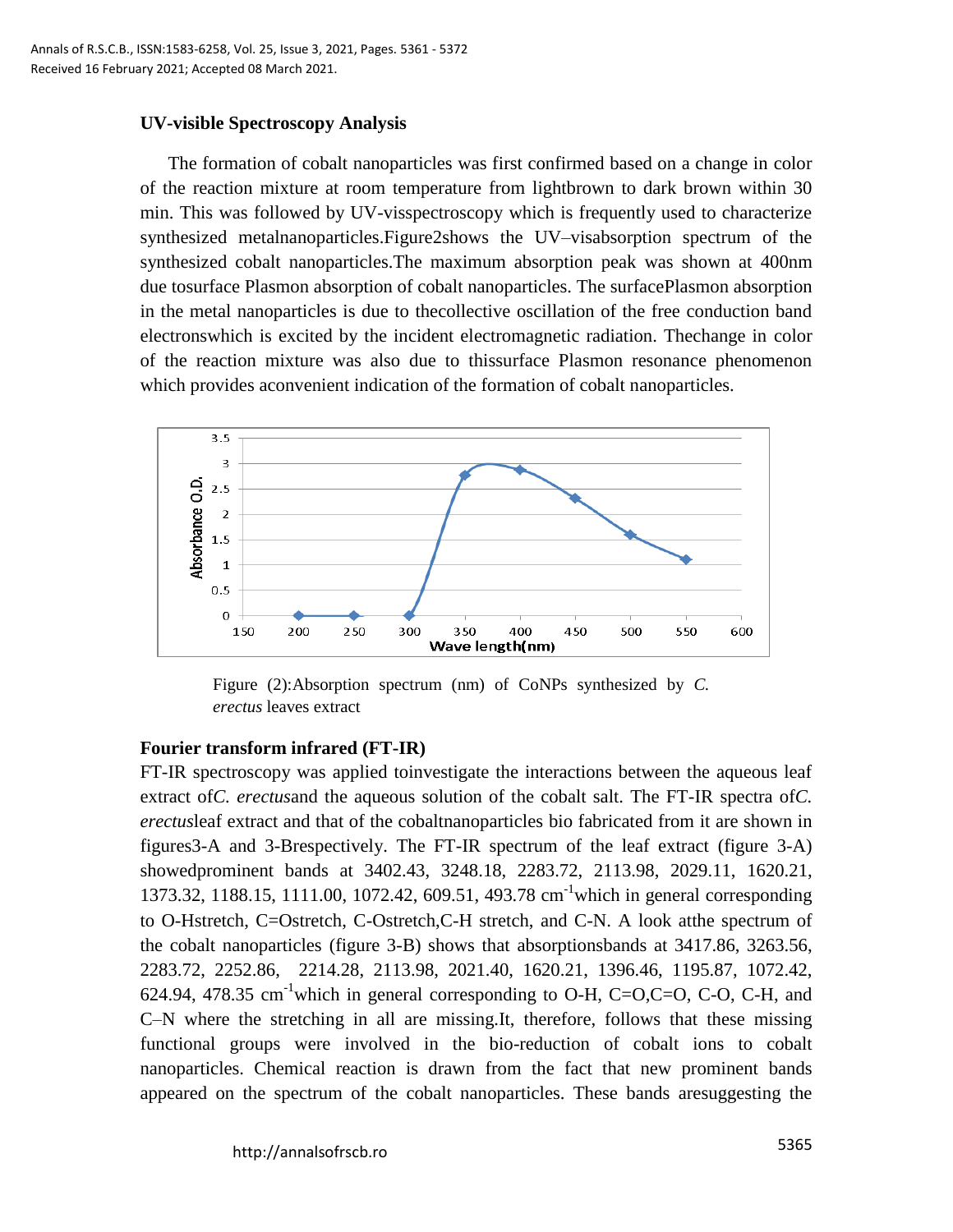### UV-visible Spectroscopy Analysis

The formation of cobalt nanoparticles was first confirmed based on a change in color of the reaction mixture at room temperature from lightbrown to dark brown within 30 min. This was followed by UV-visspectroscopy which is frequently used to characterize synthesized metalnanoparticles.Figure2shows the UV–visabsorption spectrum of the synthesized cobalt nanoparticles.The maximum absorption peak was shown at 400nm due tosurface Plasmon absorption of cobalt nanoparticles. The surfacePlasmon absorption in the metal nanoparticles is due to thecollective oscillation of the free conduction band electronswhich is excited by the incident electromagnetic radiation. Thechange in color of the reaction mixture was also due to thissurface Plasmon resonance phenomenon which provides aconvenient indication of the formation of cobalt nanoparticles.

Figure (2):Absorption spectrum (nm) of CoNPs synthesized by *C. erectus* leaves extract

### Fourier transform infrared (FT-IR)

FT-IR spectroscopy was applied toinvestigate the interactions between the aqueous leaf extract of*C. erectus*and the aqueous solution of the cobalt salt. The FT-IR spectra of*C. erectus*leaf extract and that of the cobaltnanoparticles bio fabricated from it are shown in figures3-A and 3-Brespectively. The FT-IR spectrum of the leaf extract (figure 3-A) showedprominent bands at 3402.43, 3248.18, 2283.72, 2113.98, 2029.11, 1620.21, 1373.32, 1188.15, 1111.00, 1072.42, 609.51, 493.78 $cm^{-1}$which in general corresponding to O-Hstretch, C=Ostretch, C-Ostretch,C-H stretch, and C-N. A look atthe spectrum of the cobalt nanoparticles (figure 3-B) shows that absorptionsbands at 3417.86, 3263.56, 2283.72, 2252.86, 2214.28, 2113.98, 2021.40, 1620.21, 1396.46, 1195.87, 1072.42, 624.94, 478.35 $cm^{-1}$which in general corresponding to O-H, C=O,C=O, C-O, C-H, and C–N where the stretching in all are missing.It, therefore, follows that these missing functional groups were involved in the bio-reduction of cobalt ions to cobalt nanoparticles. Chemical reaction is drawn from the fact that new prominent bands appeared on the spectrum of the cobalt nanoparticles. These bands aresuggesting the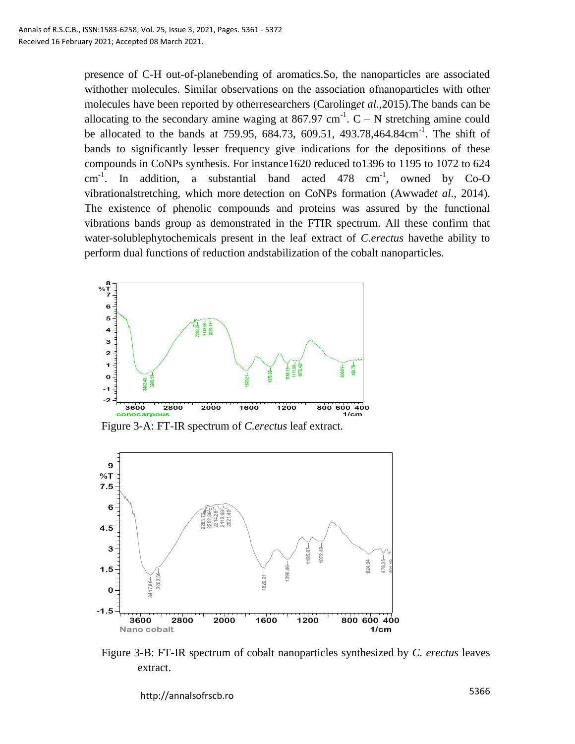presence of C-H out-of-planebending of aromatics.So, the nanoparticles are associated withother molecules. Similar observations on the association ofnanoparticles with other molecules have been reported by otherresearchers (Caroling*et al*.,2015).The bands can be allocating to the secondary amine waging at 867.97 $cm^{-1}$. C – N stretching amine could be allocated to the bands at 759.95, 684.73, 609.51, 493.78,464.84$cm^{-1}$. The shift of bands to significantly lesser frequency give indications for the depositions of these compounds in CoNPs synthesis. For instance1620 reduced to1396 to 1195 to 1072 to 624 $cm^{-1}$. In addition, a substantial band acted 478 $cm^{-1}$, owned by Co-O vibrationalstretching, which more detection on CoNPs formation (Awwad*et al*., 2014). The existence of phenolic compounds and proteins was assured by the functional vibrations bands group as demonstrated in the FTIR spectrum. All these confirm that water-solublephytochemicals present in the leaf extract of *C.erectus* havethe ability to perform dual functions of reduction andstabilization of the cobalt nanoparticles.

Figure 3-A: FT-IR spectrum of *C.erectus* leaf extract.

Figure 3-B: FT-IR spectrum of cobalt nanoparticles synthesized by *C. erectus* leaves extract.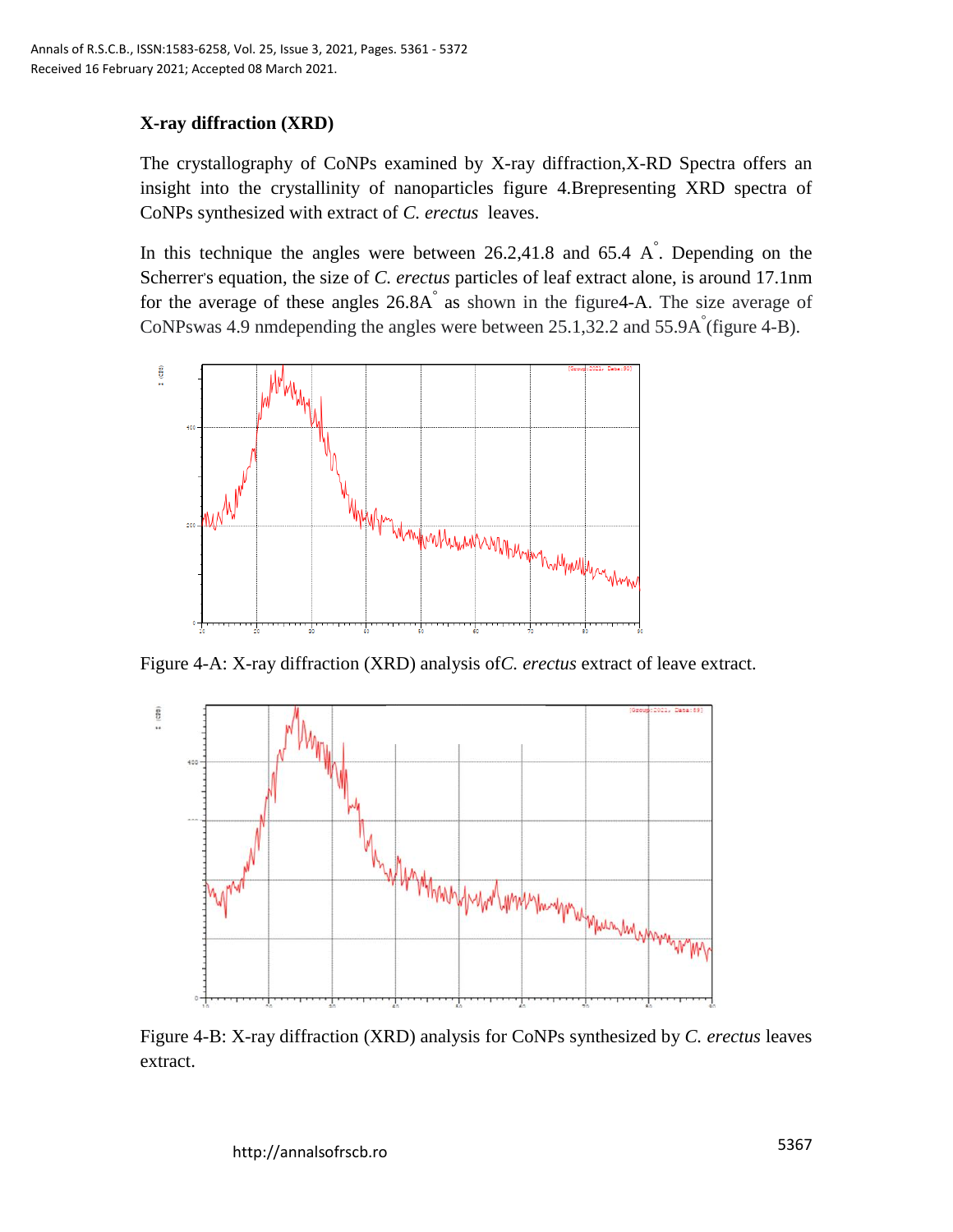### X-ray diffraction (XRD)

The crystallography of CoNPs examined by X-ray diffraction,X-RD Spectra offers an insight into the crystallinity of nanoparticles figure 4.Brepresenting XRD spectra of CoNPs synthesized with extract of *C. erectus* leaves.

In this technique the angles were between 26.2,41.8 and 65.4 A$^{\circ}$. Depending on the Scherrer's equation, the size of *C. erectus* particles of leaf extract alone, is around 17.1nm for the average of these angles 26.8A$^{\circ}$ as shown in the figure4-A. The size average of CoNPswas 4.9 nmdepending the angles were between 25.1,32.2 and 55.9A$^{\circ}$(figure 4-B).

Figure 4-A: X-ray diffraction (XRD) analysis of*C. erectus* extract of leave extract.

Figure 4-B: X-ray diffraction (XRD) analysis for CoNPs synthesized by *C. erectus* leaves extract.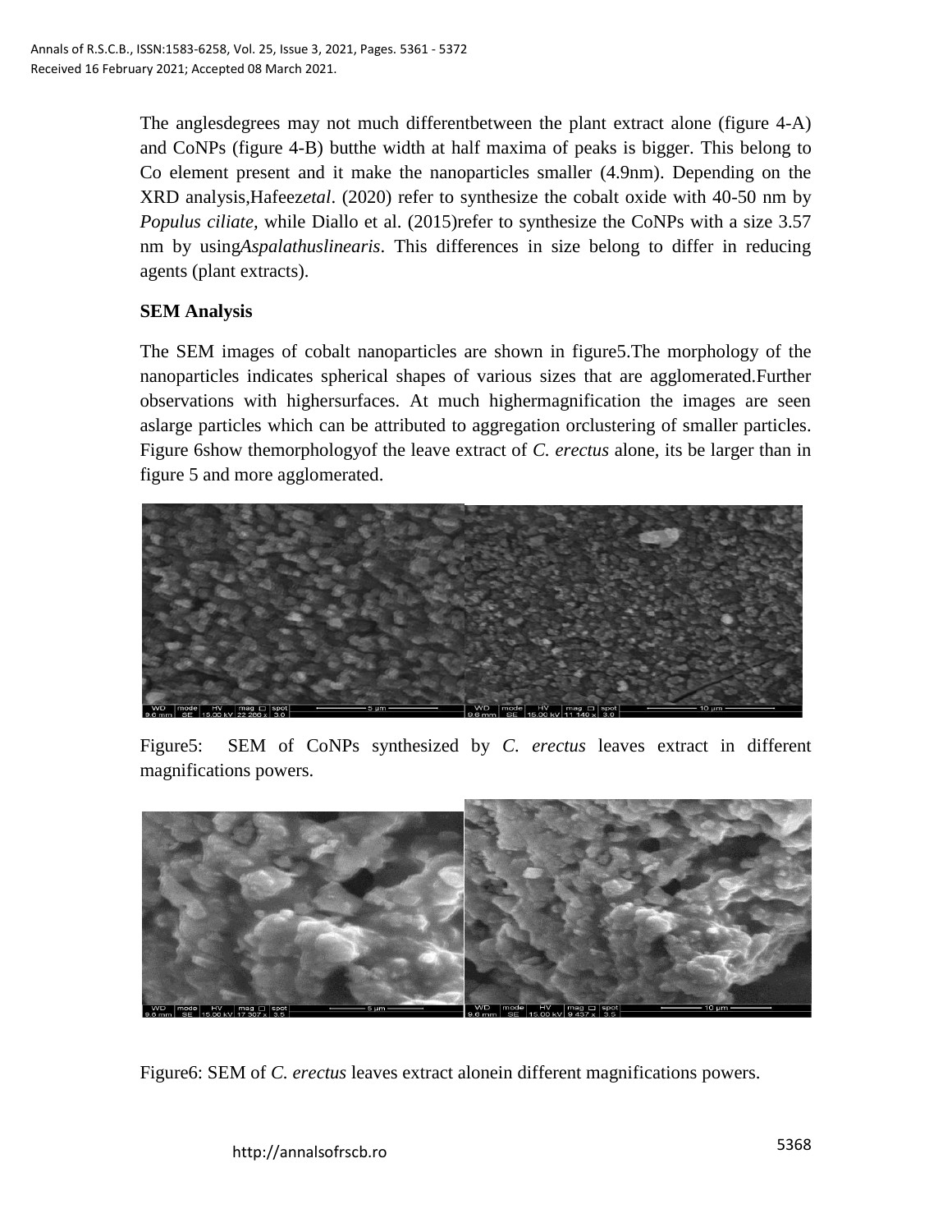The anglesdegrees may not much differentbetween the plant extract alone (figure 4-A) and CoNPs (figure 4-B) butthe width at half maxima of peaks is bigger. This belong to Co element present and it make the nanoparticles smaller (4.9nm). Depending on the XRD analysis,Hafeez*etal*. (2020) refer to synthesize the cobalt oxide with 40-50 nm by *Populus ciliate*, while Diallo et al. (2015)refer to synthesize the CoNPs with a size 3.57 nm by using*Aspalathuslinearis*. This differences in size belong to differ in reducing agents (plant extracts).

**SEM Analysis**

The SEM images of cobalt nanoparticles are shown in figure5.The morphology of the nanoparticles indicates spherical shapes of various sizes that are agglomerated.Further observations with highersurfaces. At much highermagnification the images are seen aslarge particles which can be attributed to aggregation orclustering of smaller particles. Figure 6show themorphologyof the leave extract of *C. erectus* alone, its be larger than in figure 5 and more agglomerated.

Figure5: SEM of CoNPs synthesized by *C. erectus* leaves extract in different magnifications powers.

Figure6: SEM of *C. erectus* leaves extract alonein different magnifications powers.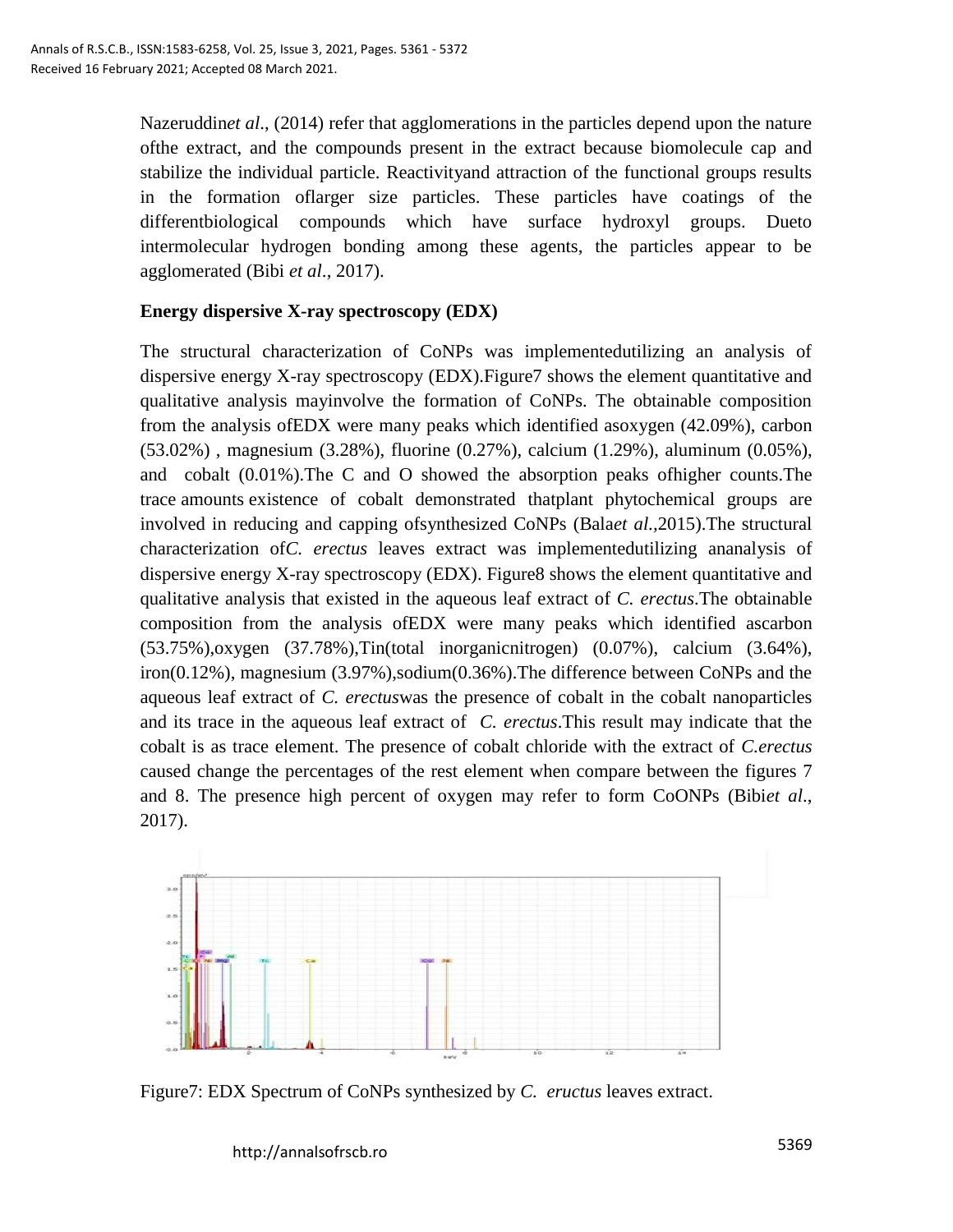Nazeruddin*et al*., (2014) refer that agglomerations in the particles depend upon the nature ofthe extract, and the compounds present in the extract because biomolecule cap and stabilize the individual particle. Reactivityand attraction of the functional groups results in the formation oflarger size particles. These particles have coatings of the differentbiological compounds which have surface hydroxyl groups. Dueto intermolecular hydrogen bonding among these agents, the particles appear to be agglomerated (Bibi *et al*., 2017).

**Energy dispersive X-ray spectroscopy (EDX)**

The structural characterization of CoNPs was implementedutilizing an analysis of dispersive energy X-ray spectroscopy (EDX).Figure7 shows the element quantitative and qualitative analysis mayinvolve the formation of CoNPs. The obtainable composition from the analysis ofEDX were many peaks which identified asoxygen (42.09%), carbon (53.02%) , magnesium (3.28%), fluorine (0.27%), calcium (1.29%), aluminum (0.05%), and cobalt (0.01%).The C and O showed the absorption peaks ofhigher counts.The trace amounts existence of cobalt demonstrated thatplant phytochemical groups are involved in reducing and capping ofsynthesized CoNPs (Bala*et al.*,2015).The structural characterization of*C. erectus* leaves extract was implementedutilizing ananalysis of dispersive energy X-ray spectroscopy (EDX). Figure8 shows the element quantitative and qualitative analysis that existed in the aqueous leaf extract of *C. erectus*.The obtainable composition from the analysis ofEDX were many peaks which identified ascarbon (53.75%),oxygen (37.78%),Tin(total inorganicnitrogen) (0.07%), calcium (3.64%), iron(0.12%), magnesium (3.97%),sodium(0.36%).The difference between CoNPs and the aqueous leaf extract of *C. erectus*was the presence of cobalt in the cobalt nanoparticles and its trace in the aqueous leaf extract of *C. erectus*.This result may indicate that the cobalt is as trace element. The presence of cobalt chloride with the extract of *C.erectus* caused change the percentages of the rest element when compare between the figures 7 and 8. The presence high percent of oxygen may refer to form CoONPs (Bibi*et al*., 2017).

Figure7: EDX Spectrum of CoNPs synthesized by *C. eructus* leaves extract.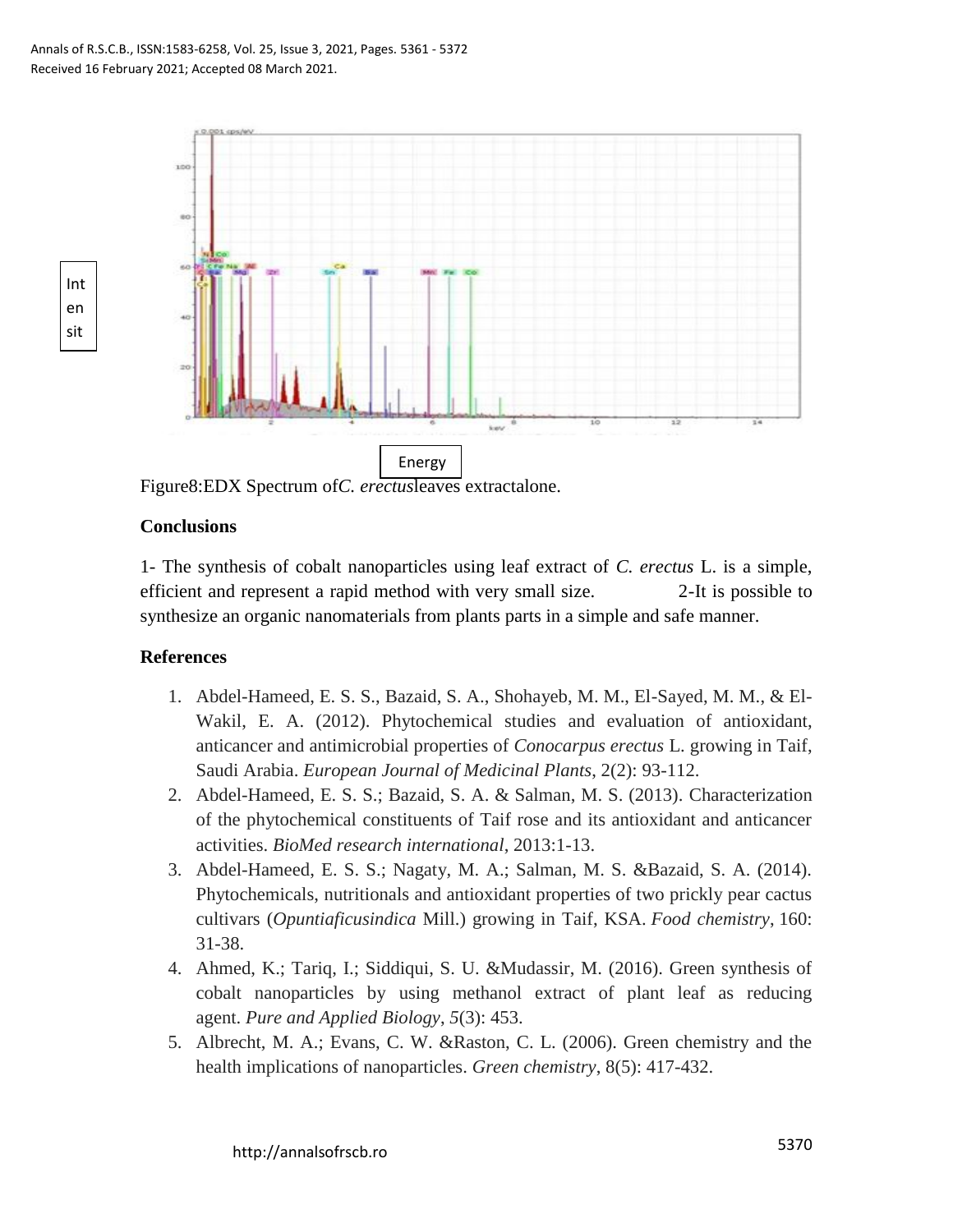Int
en
sit

Energy

Figure8:EDX Spectrum of*C. erectus*leaves extractalone.

## Conclusions

1- The synthesis of cobalt nanoparticles using leaf extract of *C. erectus* L. is a simple, efficient and represent a rapid method with very small size. 2-It is possible to synthesize an organic nanomaterials from plants parts in a simple and safe manner.

## References

1. Abdel-Hameed, E. S. S., Bazaid, S. A., Shohayeb, M. M., El-Sayed, M. M., & El-Wakil, E. A. (2012). Phytochemical studies and evaluation of antioxidant, anticancer and antimicrobial properties of *Conocarpus erectus* L. growing in Taif, Saudi Arabia. *European Journal of Medicinal Plants*, 2(2): 93-112.
2. Abdel-Hameed, E. S. S.; Bazaid, S. A. & Salman, M. S. (2013). Characterization of the phytochemical constituents of Taif rose and its antioxidant and anticancer activities. *BioMed research international*, 2013:1-13.
3. Abdel-Hameed, E. S. S.; Nagaty, M. A.; Salman, M. S. &Bazaid, S. A. (2014). Phytochemicals, nutritionals and antioxidant properties of two prickly pear cactus cultivars (*Opuntiaficusindica* Mill.) growing in Taif, KSA. *Food chemistry*, 160: 31-38.
4. Ahmed, K.; Tariq, I.; Siddiqui, S. U. &Mudassir, M. (2016). Green synthesis of cobalt nanoparticles by using methanol extract of plant leaf as reducing agent. *Pure and Applied Biology*, *5*(3): 453.
5. Albrecht, M. A.; Evans, C. W. &Raston, C. L. (2006). Green chemistry and the health implications of nanoparticles. *Green chemistry*, 8(5): 417-432.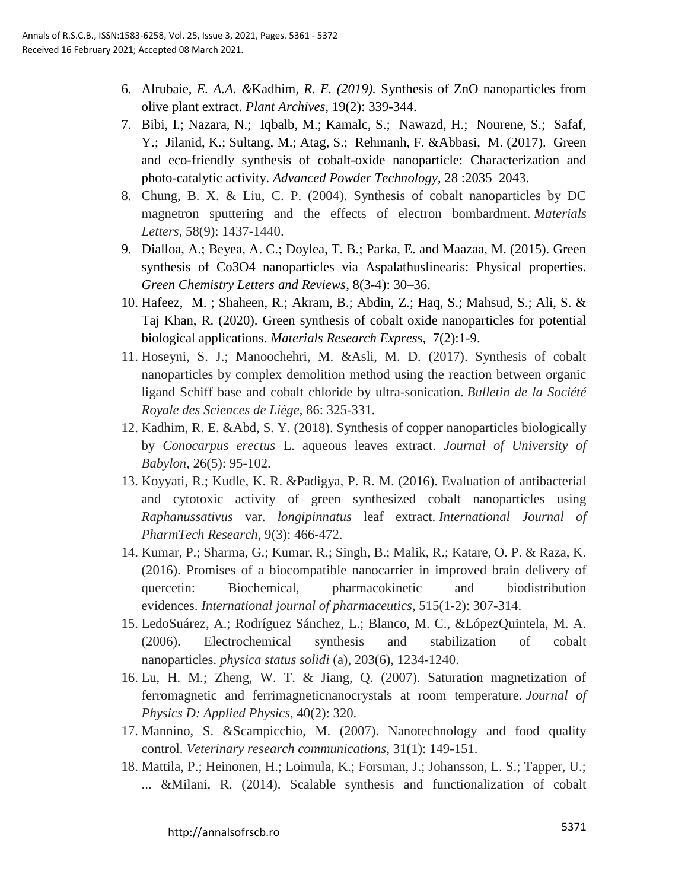6. Alrubaie, *E. A.A. &*Kadhim, *R. E. (2019).* Synthesis of ZnO nanoparticles from olive plant extract. *Plant Archives,* 19(2): 339-344.
7. Bibi, I.; Nazara, N.; Iqbalb, M.; Kamalc, S.; Nawazd, H.; Nourene, S.; Safaf, Y.; Jilanid, K.; Sultang, M.; Atag, S.; Rehmanh, F. &Abbasi, M. (2017). Green and eco-friendly synthesis of cobalt-oxide nanoparticle: Characterization and photo-catalytic activity. *Advanced Powder Technology*, 28 :2035–2043.
8. Chung, B. X. & Liu, C. P. (2004). Synthesis of cobalt nanoparticles by DC magnetron sputtering and the effects of electron bombardment. *Materials Letters*, 58(9): 1437-1440.
9. Dialloa, A.; Beyea, A. C.; Doylea, T. B.; Parka, E. and Maazaa, M. (2015). Green synthesis of Co3O4 nanoparticles via Aspalathuslinearis: Physical properties. *Green Chemistry Letters and Reviews*, 8(3-4): 30–36.
10. Hafeez, M. ; Shaheen, R.; Akram, B.; Abdin, Z.; Haq, S.; Mahsud, S.; Ali, S. & Taj Khan, R. (2020). Green synthesis of cobalt oxide nanoparticles for potential biological applications. *Materials Research Express*, 7(2):1-9.
11. Hoseyni, S. J.; Manoochehri, M. &Asli, M. D. (2017). Synthesis of cobalt nanoparticles by complex demolition method using the reaction between organic ligand Schiff base and cobalt chloride by ultra-sonication. *Bulletin de la Société Royale des Sciences de Liège*, 86: 325-331.
12. Kadhim, R. E. &Abd, S. Y. (2018). Synthesis of copper nanoparticles biologically by *Conocarpus erectus* L. aqueous leaves extract. *Journal of University of Babylon*, 26(5): 95-102.
13. Koyyati, R.; Kudle, K. R. &Padigya, P. R. M. (2016). Evaluation of antibacterial and cytotoxic activity of green synthesized cobalt nanoparticles using *Raphanussativus* var. *longipinnatus* leaf extract. *International Journal of PharmTech Research*, 9(3): 466-472.
14. Kumar, P.; Sharma, G.; Kumar, R.; Singh, B.; Malik, R.; Katare, O. P. & Raza, K. (2016). Promises of a biocompatible nanocarrier in improved brain delivery of quercetin: Biochemical, pharmacokinetic and biodistribution evidences. *International journal of pharmaceutics*, 515(1-2): 307-314.
15. LedoSuárez, A.; Rodríguez Sánchez, L.; Blanco, M. C., &LópezQuintela, M. A. (2006). Electrochemical synthesis and stabilization of cobalt nanoparticles. *physica status solidi* (a), 203(6), 1234-1240.
16. Lu, H. M.; Zheng, W. T. & Jiang, Q. (2007). Saturation magnetization of ferromagnetic and ferrimagneticnanocrystals at room temperature. *Journal of Physics D: Applied Physics*, 40(2): 320.
17. Mannino, S. &Scampicchio, M. (2007). Nanotechnology and food quality control. *Veterinary research communications*, 31(1): 149-151.
18. Mattila, P.; Heinonen, H.; Loimula, K.; Forsman, J.; Johansson, L. S.; Tapper, U.; ... &Milani, R. (2014). Scalable synthesis and functionalization of cobalt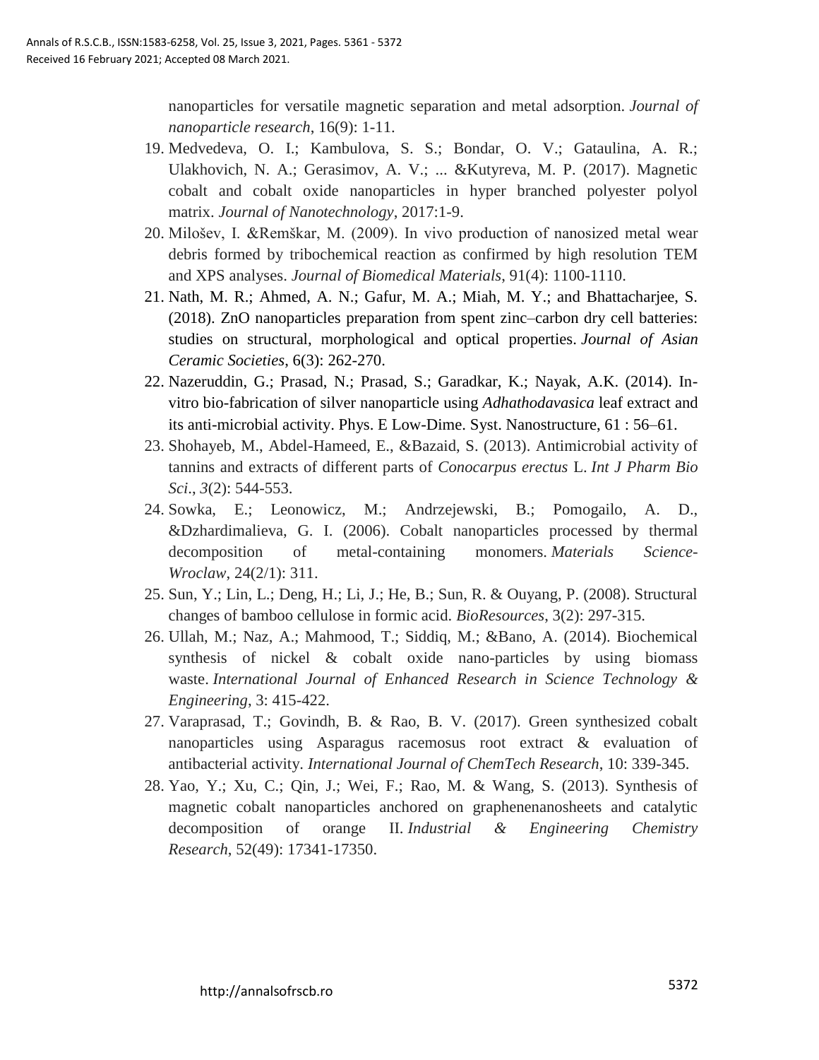nanoparticles for versatile magnetic separation and metal adsorption. *Journal of nanoparticle research*, 16(9): 1-11.

19. Medvedeva, O. I.; Kambulova, S. S.; Bondar, O. V.; Gataulina, A. R.; Ulakhovich, N. A.; Gerasimov, A. V.; ... &Kutyreva, M. P. (2017). Magnetic cobalt and cobalt oxide nanoparticles in hyper branched polyester polyol matrix. *Journal of Nanotechnology*, 2017:1-9.
20. Milošev, I. &Remškar, M. (2009). In vivo production of nanosized metal wear debris formed by tribochemical reaction as confirmed by high resolution TEM and XPS analyses. *Journal of Biomedical Materials*, 91(4): 1100-1110.
21. Nath, M. R.; Ahmed, A. N.; Gafur, M. A.; Miah, M. Y.; and Bhattacharjee, S. (2018). ZnO nanoparticles preparation from spent zinc–carbon dry cell batteries: studies on structural, morphological and optical properties. *Journal of Asian Ceramic Societies*, 6(3): 262-270.
22. Nazeruddin, G.; Prasad, N.; Prasad, S.; Garadkar, K.; Nayak, A.K. (2014). In-vitro bio-fabrication of silver nanoparticle using *Adhathodavasica* leaf extract and its anti-microbial activity. Phys. E Low-Dime. Syst. Nanostructure, 61 : 56–61.
23. Shohayeb, M., Abdel-Hameed, E., &Bazaid, S. (2013). Antimicrobial activity of tannins and extracts of different parts of *Conocarpus erectus* L. *Int J Pharm Bio Sci*., *3*(2): 544-553.
24. Sowka, E.; Leonowicz, M.; Andrzejewski, B.; Pomogailo, A. D., &Dzhardimalieva, G. I. (2006). Cobalt nanoparticles processed by thermal decomposition of metal-containing monomers. *Materials Science-Wroclaw*, 24(2/1): 311.
25. Sun, Y.; Lin, L.; Deng, H.; Li, J.; He, B.; Sun, R. & Ouyang, P. (2008). Structural changes of bamboo cellulose in formic acid. *BioResources*, 3(2): 297-315.
26. Ullah, M.; Naz, A.; Mahmood, T.; Siddiq, M.; &Bano, A. (2014). Biochemical synthesis of nickel & cobalt oxide nano-particles by using biomass waste. *International Journal of Enhanced Research in Science Technology & Engineering*, 3: 415-422.
27. Varaprasad, T.; Govindh, B. & Rao, B. V. (2017). Green synthesized cobalt nanoparticles using Asparagus racemosus root extract & evaluation of antibacterial activity. *International Journal of ChemTech Research*, 10: 339-345.
28. Yao, Y.; Xu, C.; Qin, J.; Wei, F.; Rao, M. & Wang, S. (2013). Synthesis of magnetic cobalt nanoparticles anchored on graphenenanosheets and catalytic decomposition of orange II. *Industrial & Engineering Chemistry Research*, 52(49): 17341-17350.